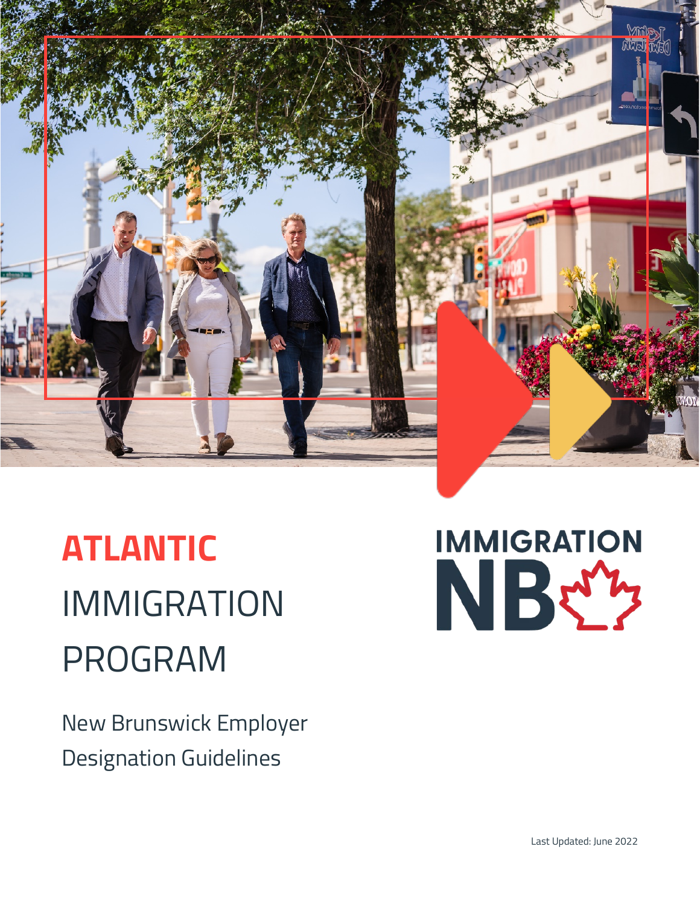# ATLANTIC IMMIGRATION PROGRAM

IMMIGRATION NB

New Brunswick Employer Designation Guidelines

Last Updated: June 2022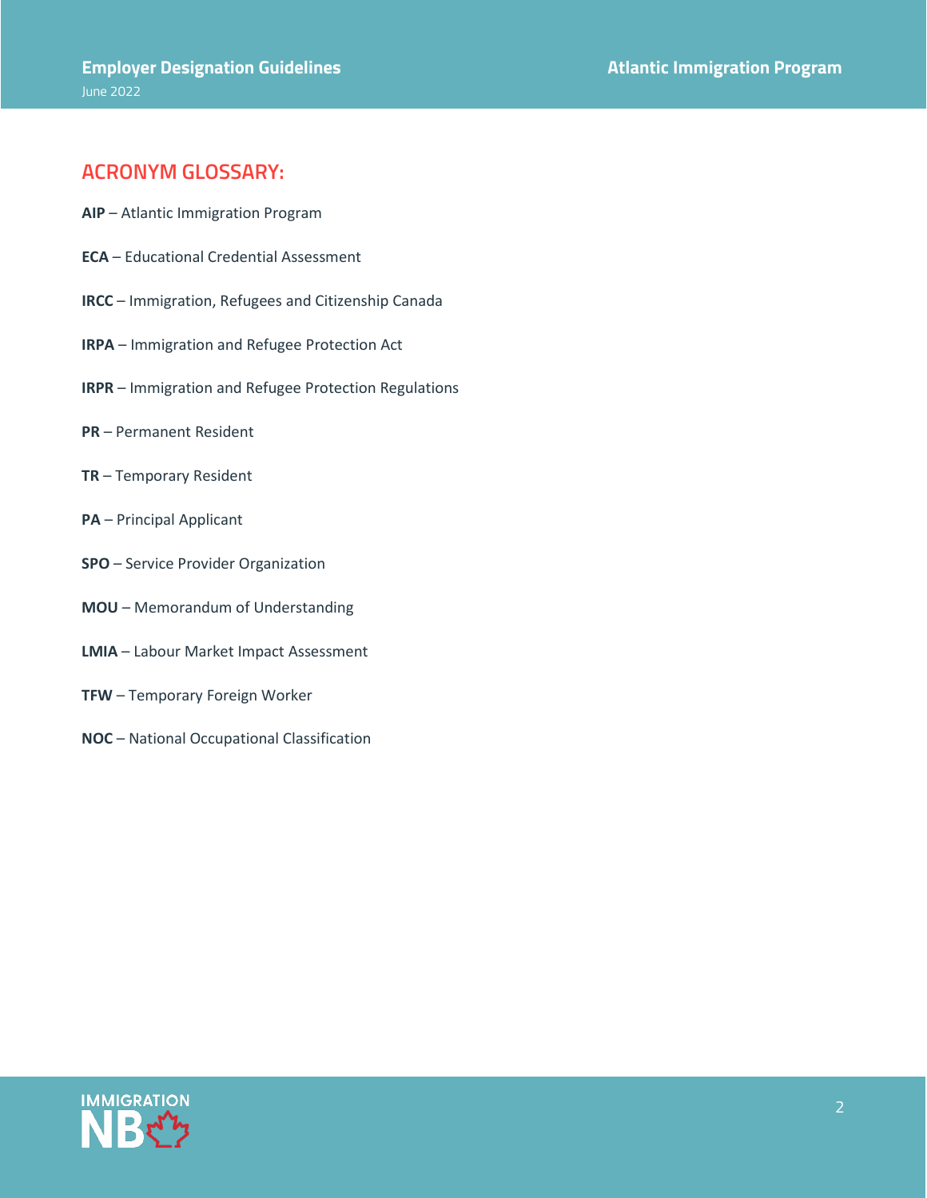## ACRONYM GLOSSARY:

**AIP** – Atlantic Immigration Program

**ECA** – Educational Credential Assessment

**IRCC** – Immigration, Refugees and Citizenship Canada

**IRPA** – Immigration and Refugee Protection Act

**IRPR** – Immigration and Refugee Protection Regulations

**PR** – Permanent Resident

**TR** – Temporary Resident

**PA** – Principal Applicant

**SPO** – Service Provider Organization

**MOU** – Memorandum of Understanding

**LMIA** – Labour Market Impact Assessment

**TFW** – Temporary Foreign Worker

**NOC** – National Occupational Classification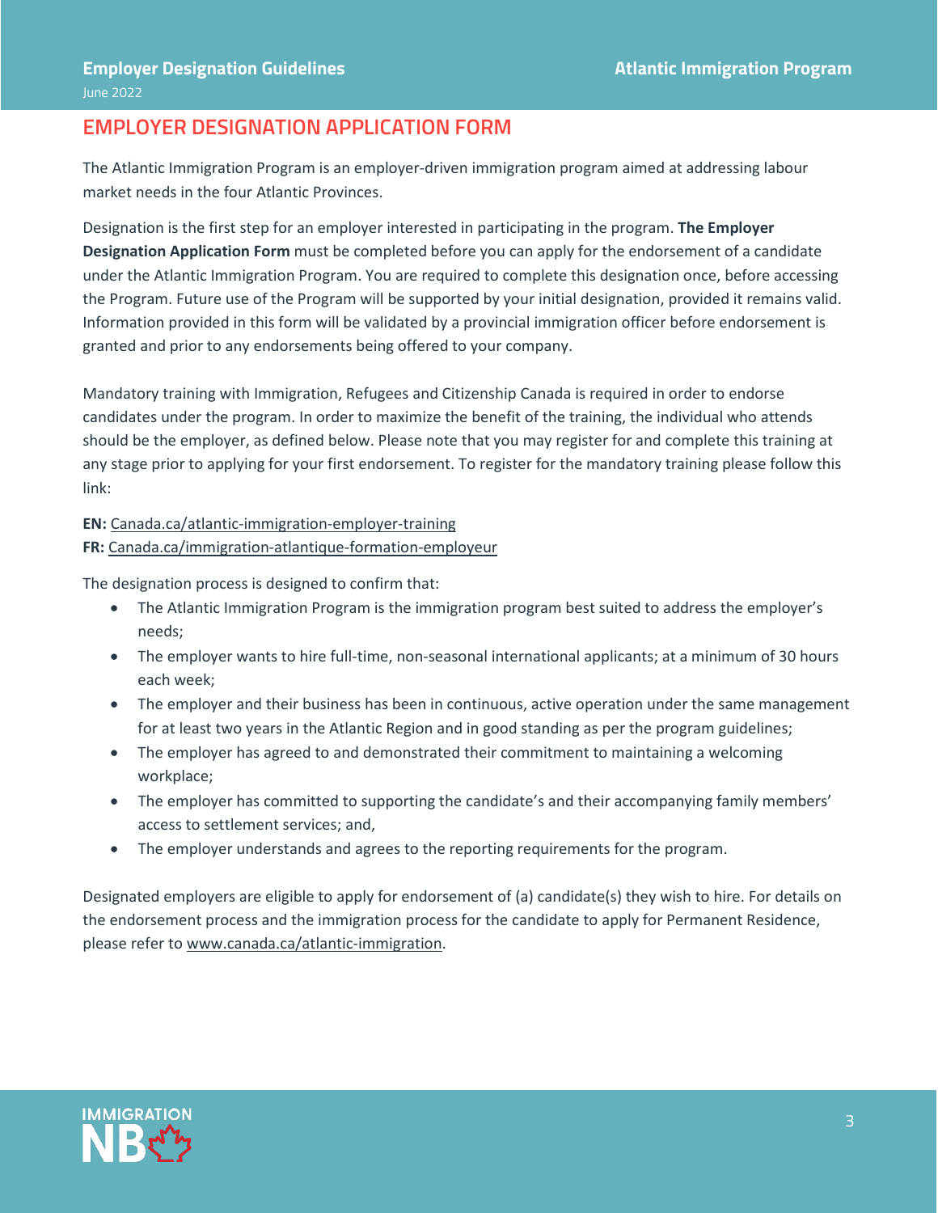# EMPLOYER DESIGNATION APPLICATION FORM

The Atlantic Immigration Program is an employer-driven immigration program aimed at addressing labour market needs in the four Atlantic Provinces.

Designation is the first step for an employer interested in participating in the program. **The Employer Designation Application Form** must be completed before you can apply for the endorsement of a candidate under the Atlantic Immigration Program. You are required to complete this designation once, before accessing the Program. Future use of the Program will be supported by your initial designation, provided it remains valid. Information provided in this form will be validated by a provincial immigration officer before endorsement is granted and prior to any endorsements being offered to your company.

Mandatory training with Immigration, Refugees and Citizenship Canada is required in order to endorse candidates under the program. In order to maximize the benefit of the training, the individual who attends should be the employer, as defined below. Please note that you may register for and complete this training at any stage prior to applying for your first endorsement. To register for the mandatory training please follow this link:

**EN:** Canada.ca/atlantic-immigration-employer-training
**FR:** Canada.ca/immigration-atlantique-formation-employeur

The designation process is designed to confirm that:

- The Atlantic Immigration Program is the immigration program best suited to address the employer's needs;
- The employer wants to hire full-time, non-seasonal international applicants; at a minimum of 30 hours each week;
- The employer and their business has been in continuous, active operation under the same management for at least two years in the Atlantic Region and in good standing as per the program guidelines;
- The employer has agreed to and demonstrated their commitment to maintaining a welcoming workplace;
- The employer has committed to supporting the candidate's and their accompanying family members' access to settlement services; and,
- The employer understands and agrees to the reporting requirements for the program.

Designated employers are eligible to apply for endorsement of (a) candidate(s) they wish to hire. For details on the endorsement process and the immigration process for the candidate to apply for Permanent Residence, please refer to www.canada.ca/atlantic-immigration.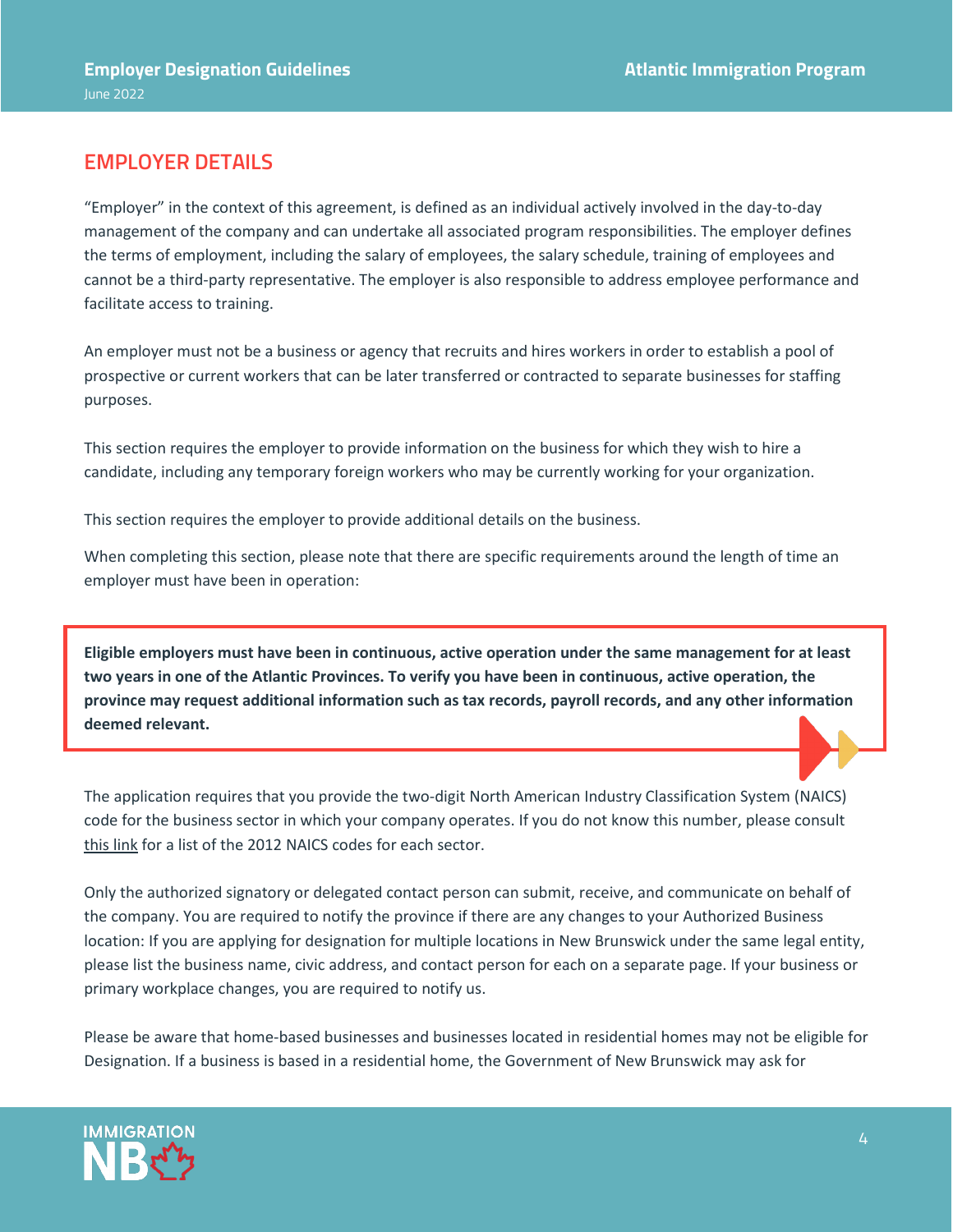## EMPLOYER DETAILS

"Employer" in the context of this agreement, is defined as an individual actively involved in the day-to-day management of the company and can undertake all associated program responsibilities. The employer defines the terms of employment, including the salary of employees, the salary schedule, training of employees and cannot be a third-party representative. The employer is also responsible to address employee performance and facilitate access to training.

An employer must not be a business or agency that recruits and hires workers in order to establish a pool of prospective or current workers that can be later transferred or contracted to separate businesses for staffing purposes.

This section requires the employer to provide information on the business for which they wish to hire a candidate, including any temporary foreign workers who may be currently working for your organization.

This section requires the employer to provide additional details on the business.

When completing this section, please note that there are specific requirements around the length of time an employer must have been in operation:

**Eligible employers must have been in continuous, active operation under the same management for at least two years in one of the Atlantic Provinces. To verify you have been in continuous, active operation, the province may request additional information such as tax records, payroll records, and any other information deemed relevant.**

The application requires that you provide the two-digit North American Industry Classification System (NAICS) code for the business sector in which your company operates. If you do not know this number, please consult this link for a list of the 2012 NAICS codes for each sector.

Only the authorized signatory or delegated contact person can submit, receive, and communicate on behalf of the company. You are required to notify the province if there are any changes to your Authorized Business location: If you are applying for designation for multiple locations in New Brunswick under the same legal entity, please list the business name, civic address, and contact person for each on a separate page. If your business or primary workplace changes, you are required to notify us.

Please be aware that home-based businesses and businesses located in residential homes may not be eligible for Designation. If a business is based in a residential home, the Government of New Brunswick may ask for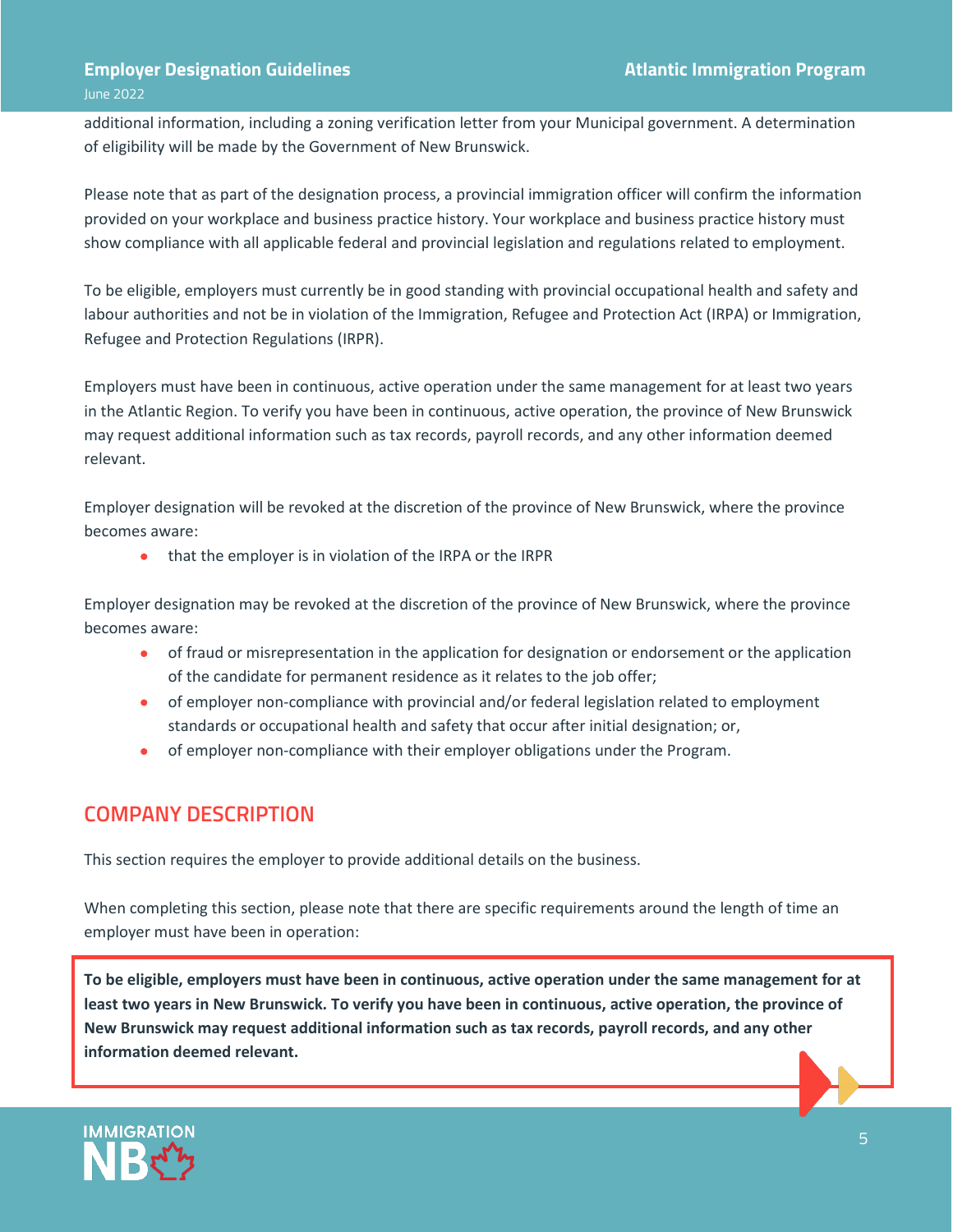additional information, including a zoning verification letter from your Municipal government. A determination of eligibility will be made by the Government of New Brunswick.

Please note that as part of the designation process, a provincial immigration officer will confirm the information provided on your workplace and business practice history. Your workplace and business practice history must show compliance with all applicable federal and provincial legislation and regulations related to employment.

To be eligible, employers must currently be in good standing with provincial occupational health and safety and labour authorities and not be in violation of the Immigration, Refugee and Protection Act (IRPA) or Immigration, Refugee and Protection Regulations (IRPR).

Employers must have been in continuous, active operation under the same management for at least two years in the Atlantic Region. To verify you have been in continuous, active operation, the province of New Brunswick may request additional information such as tax records, payroll records, and any other information deemed relevant.

Employer designation will be revoked at the discretion of the province of New Brunswick, where the province becomes aware:

- that the employer is in violation of the IRPA or the IRPR

Employer designation may be revoked at the discretion of the province of New Brunswick, where the province becomes aware:

- of fraud or misrepresentation in the application for designation or endorsement or the application of the candidate for permanent residence as it relates to the job offer;
- of employer non-compliance with provincial and/or federal legislation related to employment standards or occupational health and safety that occur after initial designation; or,
- of employer non-compliance with their employer obligations under the Program.

## COMPANY DESCRIPTION

This section requires the employer to provide additional details on the business.

When completing this section, please note that there are specific requirements around the length of time an employer must have been in operation:

**To be eligible, employers must have been in continuous, active operation under the same management for at least two years in New Brunswick. To verify you have been in continuous, active operation, the province of New Brunswick may request additional information such as tax records, payroll records, and any other information deemed relevant.**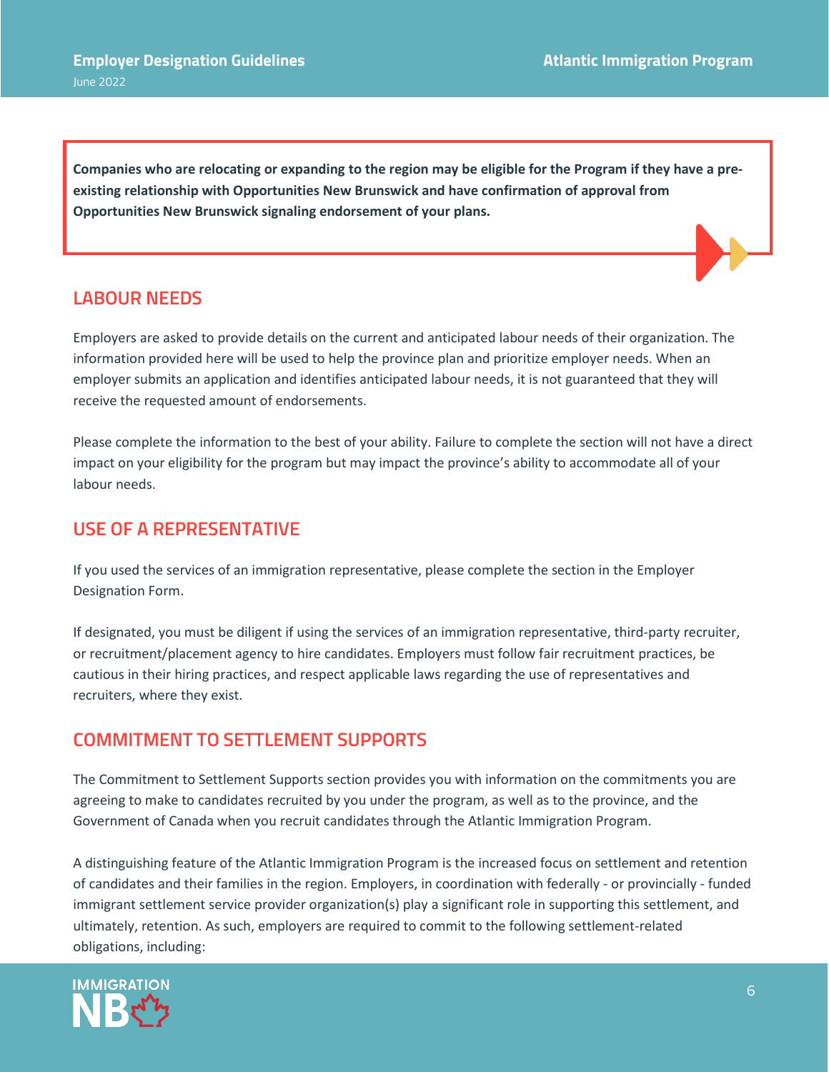**Companies who are relocating or expanding to the region may be eligible for the Program if they have a pre-existing relationship with Opportunities New Brunswick and have confirmation of approval from Opportunities New Brunswick signaling endorsement of your plans.**

## LABOUR NEEDS

Employers are asked to provide details on the current and anticipated labour needs of their organization. The information provided here will be used to help the province plan and prioritize employer needs. When an employer submits an application and identifies anticipated labour needs, it is not guaranteed that they will receive the requested amount of endorsements.

Please complete the information to the best of your ability. Failure to complete the section will not have a direct impact on your eligibility for the program but may impact the province's ability to accommodate all of your labour needs.

## USE OF A REPRESENTATIVE

If you used the services of an immigration representative, please complete the section in the Employer Designation Form.

If designated, you must be diligent if using the services of an immigration representative, third-party recruiter, or recruitment/placement agency to hire candidates. Employers must follow fair recruitment practices, be cautious in their hiring practices, and respect applicable laws regarding the use of representatives and recruiters, where they exist.

## COMMITMENT TO SETTLEMENT SUPPORTS

The Commitment to Settlement Supports section provides you with information on the commitments you are agreeing to make to candidates recruited by you under the program, as well as to the province, and the Government of Canada when you recruit candidates through the Atlantic Immigration Program.

A distinguishing feature of the Atlantic Immigration Program is the increased focus on settlement and retention of candidates and their families in the region. Employers, in coordination with federally - or provincially - funded immigrant settlement service provider organization(s) play a significant role in supporting this settlement, and ultimately, retention. As such, employers are required to commit to the following settlement-related obligations, including: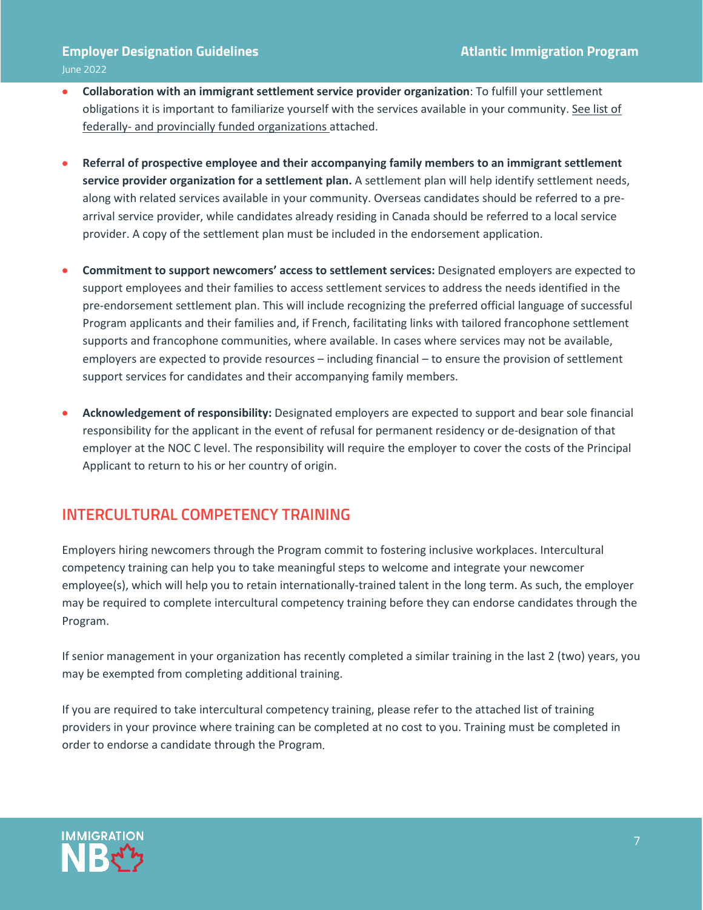- **Collaboration with an immigrant settlement service provider organization**: To fulfill your settlement obligations it is important to familiarize yourself with the services available in your community. See list of federally- and provincially funded organizations attached.

- **Referral of prospective employee and their accompanying family members to an immigrant settlement service provider organization for a settlement plan.** A settlement plan will help identify settlement needs, along with related services available in your community. Overseas candidates should be referred to a pre-arrival service provider, while candidates already residing in Canada should be referred to a local service provider. A copy of the settlement plan must be included in the endorsement application.

- **Commitment to support newcomers' access to settlement services:** Designated employers are expected to support employees and their families to access settlement services to address the needs identified in the pre-endorsement settlement plan. This will include recognizing the preferred official language of successful Program applicants and their families and, if French, facilitating links with tailored francophone settlement supports and francophone communities, where available. In cases where services may not be available, employers are expected to provide resources – including financial – to ensure the provision of settlement support services for candidates and their accompanying family members.

- **Acknowledgement of responsibility:** Designated employers are expected to support and bear sole financial responsibility for the applicant in the event of refusal for permanent residency or de-designation of that employer at the NOC C level. The responsibility will require the employer to cover the costs of the Principal Applicant to return to his or her country of origin.

## INTERCULTURAL COMPETENCY TRAINING

Employers hiring newcomers through the Program commit to fostering inclusive workplaces. Intercultural competency training can help you to take meaningful steps to welcome and integrate your newcomer employee(s), which will help you to retain internationally-trained talent in the long term. As such, the employer may be required to complete intercultural competency training before they can endorse candidates through the Program.

If senior management in your organization has recently completed a similar training in the last 2 (two) years, you may be exempted from completing additional training.

If you are required to take intercultural competency training, please refer to the attached list of training providers in your province where training can be completed at no cost to you. Training must be completed in order to endorse a candidate through the Program.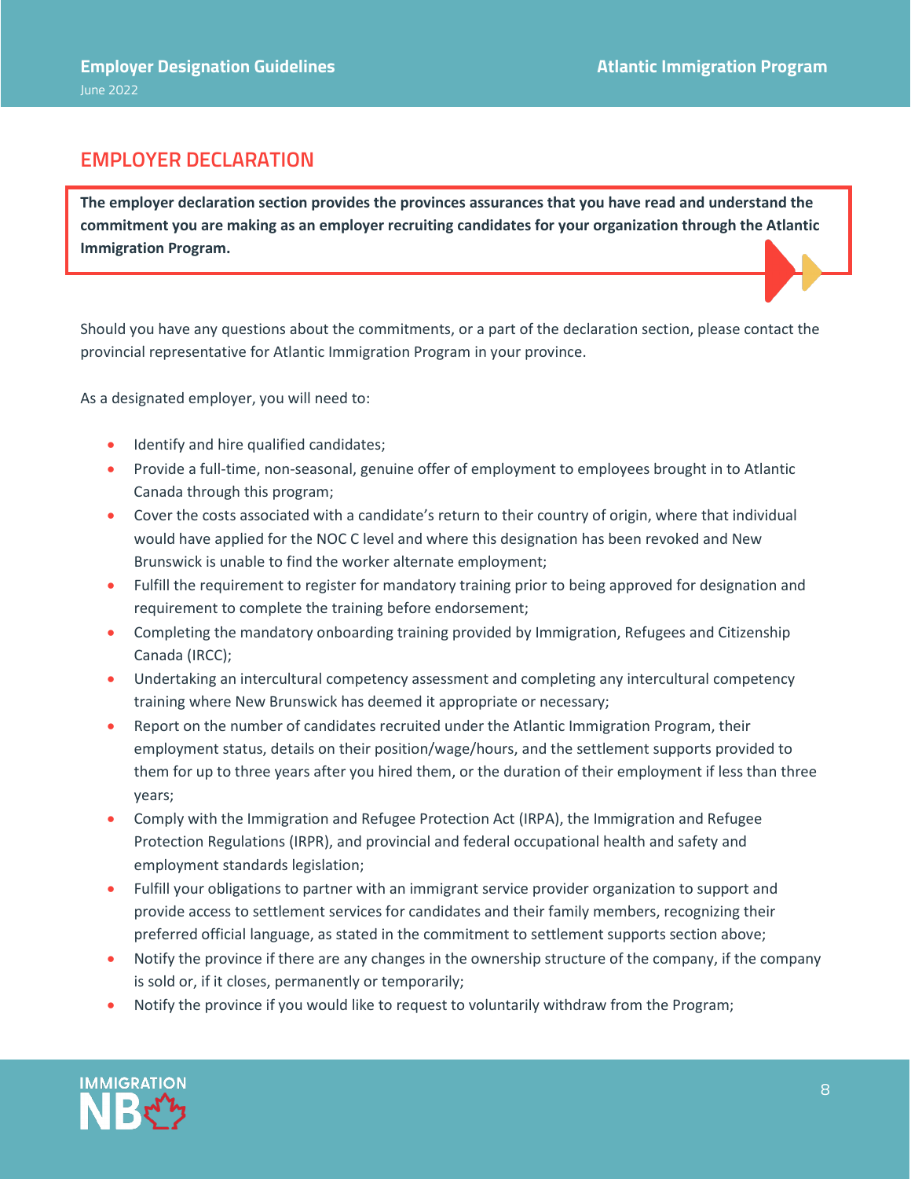## EMPLOYER DECLARATION

**The employer declaration section provides the provinces assurances that you have read and understand the commitment you are making as an employer recruiting candidates for your organization through the Atlantic Immigration Program.**

Should you have any questions about the commitments, or a part of the declaration section, please contact the provincial representative for Atlantic Immigration Program in your province.

As a designated employer, you will need to:

- Identify and hire qualified candidates;
- Provide a full-time, non-seasonal, genuine offer of employment to employees brought in to Atlantic Canada through this program;
- Cover the costs associated with a candidate's return to their country of origin, where that individual would have applied for the NOC C level and where this designation has been revoked and New Brunswick is unable to find the worker alternate employment;
- Fulfill the requirement to register for mandatory training prior to being approved for designation and requirement to complete the training before endorsement;
- Completing the mandatory onboarding training provided by Immigration, Refugees and Citizenship Canada (IRCC);
- Undertaking an intercultural competency assessment and completing any intercultural competency training where New Brunswick has deemed it appropriate or necessary;
- Report on the number of candidates recruited under the Atlantic Immigration Program, their employment status, details on their position/wage/hours, and the settlement supports provided to them for up to three years after you hired them, or the duration of their employment if less than three years;
- Comply with the Immigration and Refugee Protection Act (IRPA), the Immigration and Refugee Protection Regulations (IRPR), and provincial and federal occupational health and safety and employment standards legislation;
- Fulfill your obligations to partner with an immigrant service provider organization to support and provide access to settlement services for candidates and their family members, recognizing their preferred official language, as stated in the commitment to settlement supports section above;
- Notify the province if there are any changes in the ownership structure of the company, if the company is sold or, if it closes, permanently or temporarily;
- Notify the province if you would like to request to voluntarily withdraw from the Program;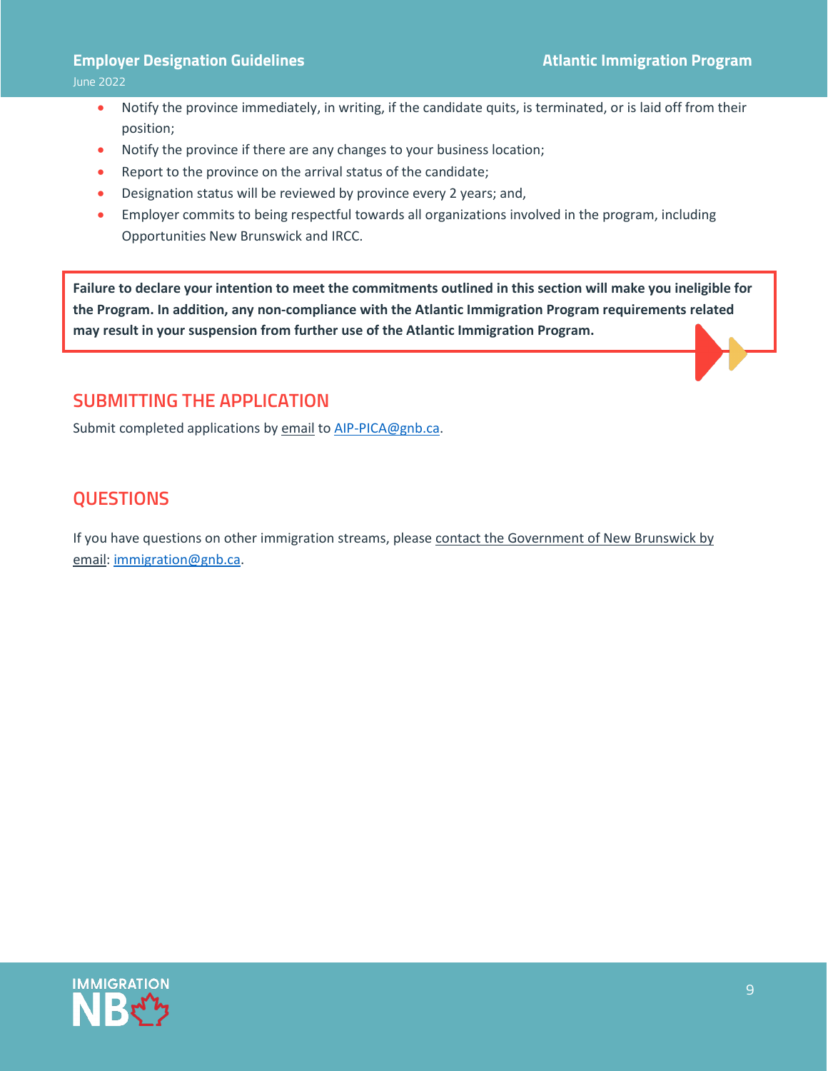- Notify the province immediately, in writing, if the candidate quits, is terminated, or is laid off from their position;
- Notify the province if there are any changes to your business location;
- Report to the province on the arrival status of the candidate;
- Designation status will be reviewed by province every 2 years; and,
- Employer commits to being respectful towards all organizations involved in the program, including Opportunities New Brunswick and IRCC.

**Failure to declare your intention to meet the commitments outlined in this section will make you ineligible for the Program. In addition, any non-compliance with the Atlantic Immigration Program requirements related may result in your suspension from further use of the Atlantic Immigration Program.**

## SUBMITTING THE APPLICATION

Submit completed applications by email to AIP-PICA@gnb.ca.

## QUESTIONS

If you have questions on other immigration streams, please contact the Government of New Brunswick by email: immigration@gnb.ca.